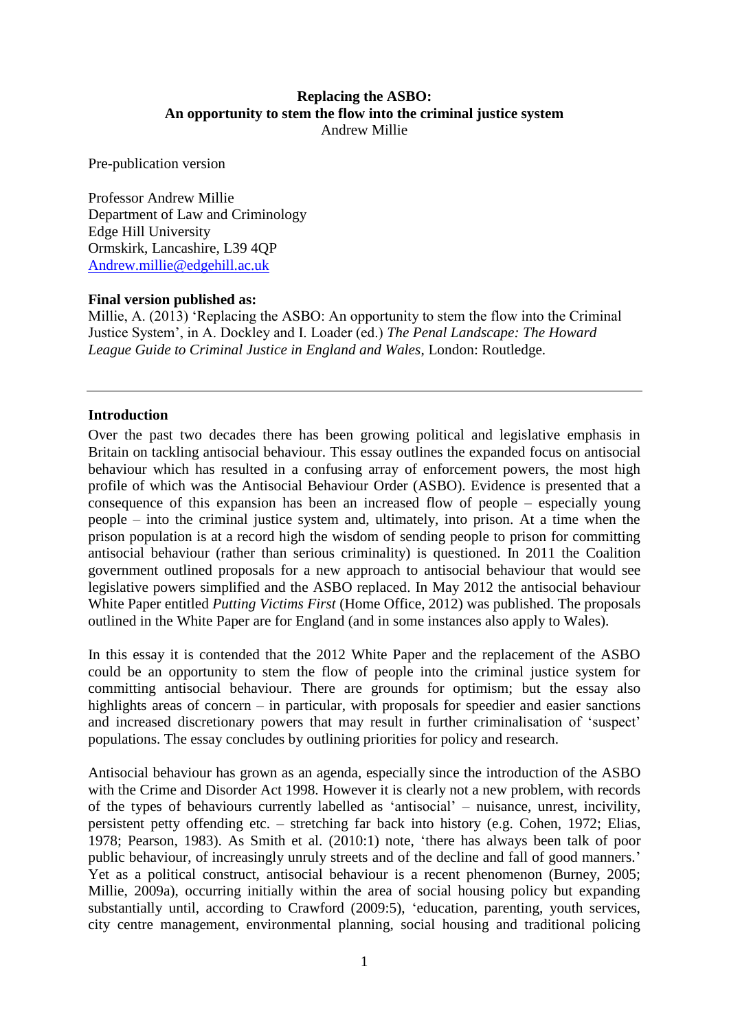# Replacing the ASBO: An opportunity to stem the flow into the criminal justice system

Andrew Millie

Pre-publication version

Professor Andrew Millie
Department of Law and Criminology
Edge Hill University
Ormskirk, Lancashire, L39 4QP
Andrew.millie@edgehill.ac.uk

**Final version published as:**
Millie, A. (2013) 'Replacing the ASBO: An opportunity to stem the flow into the Criminal Justice System', in A. Dockley and I. Loader (ed.) *The Penal Landscape: The Howard League Guide to Criminal Justice in England and Wales*, London: Routledge.

---

## Introduction

Over the past two decades there has been growing political and legislative emphasis in Britain on tackling antisocial behaviour. This essay outlines the expanded focus on antisocial behaviour which has resulted in a confusing array of enforcement powers, the most high profile of which was the Antisocial Behaviour Order (ASBO). Evidence is presented that a consequence of this expansion has been an increased flow of people – especially young people – into the criminal justice system and, ultimately, into prison. At a time when the prison population is at a record high the wisdom of sending people to prison for committing antisocial behaviour (rather than serious criminality) is questioned. In 2011 the Coalition government outlined proposals for a new approach to antisocial behaviour that would see legislative powers simplified and the ASBO replaced. In May 2012 the antisocial behaviour White Paper entitled *Putting Victims First* (Home Office, 2012) was published. The proposals outlined in the White Paper are for England (and in some instances also apply to Wales).

In this essay it is contended that the 2012 White Paper and the replacement of the ASBO could be an opportunity to stem the flow of people into the criminal justice system for committing antisocial behaviour. There are grounds for optimism; but the essay also highlights areas of concern – in particular, with proposals for speedier and easier sanctions and increased discretionary powers that may result in further criminalisation of 'suspect' populations. The essay concludes by outlining priorities for policy and research.

Antisocial behaviour has grown as an agenda, especially since the introduction of the ASBO with the Crime and Disorder Act 1998. However it is clearly not a new problem, with records of the types of behaviours currently labelled as 'antisocial' – nuisance, unrest, incivility, persistent petty offending etc. – stretching far back into history (e.g. Cohen, 1972; Elias, 1978; Pearson, 1983). As Smith et al. (2010:1) note, 'there has always been talk of poor public behaviour, of increasingly unruly streets and of the decline and fall of good manners.' Yet as a political construct, antisocial behaviour is a recent phenomenon (Burney, 2005; Millie, 2009a), occurring initially within the area of social housing policy but expanding substantially until, according to Crawford (2009:5), 'education, parenting, youth services, city centre management, environmental planning, social housing and traditional policing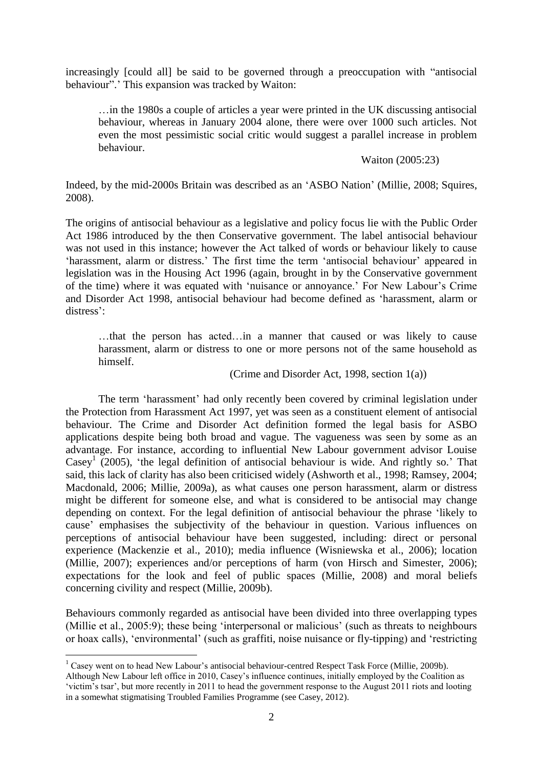increasingly [could all] be said to be governed through a preoccupation with "antisocial behaviour".' This expansion was tracked by Waiton:

> …in the 1980s a couple of articles a year were printed in the UK discussing antisocial behaviour, whereas in January 2004 alone, there were over 1000 such articles. Not even the most pessimistic social critic would suggest a parallel increase in problem behaviour.
>
> Waiton (2005:23)

Indeed, by the mid-2000s Britain was described as an 'ASBO Nation' (Millie, 2008; Squires, 2008).

The origins of antisocial behaviour as a legislative and policy focus lie with the Public Order Act 1986 introduced by the then Conservative government. The label antisocial behaviour was not used in this instance; however the Act talked of words or behaviour likely to cause 'harassment, alarm or distress.' The first time the term 'antisocial behaviour' appeared in legislation was in the Housing Act 1996 (again, brought in by the Conservative government of the time) where it was equated with 'nuisance or annoyance.' For New Labour's Crime and Disorder Act 1998, antisocial behaviour had become defined as 'harassment, alarm or distress':

> …that the person has acted…in a manner that caused or was likely to cause harassment, alarm or distress to one or more persons not of the same household as himself.
>
> (Crime and Disorder Act, 1998, section 1(a))

The term 'harassment' had only recently been covered by criminal legislation under the Protection from Harassment Act 1997, yet was seen as a constituent element of antisocial behaviour. The Crime and Disorder Act definition formed the legal basis for ASBO applications despite being both broad and vague. The vagueness was seen by some as an advantage. For instance, according to influential New Labour government advisor Louise Casey[1] (2005), 'the legal definition of antisocial behaviour is wide. And rightly so.' That said, this lack of clarity has also been criticised widely (Ashworth et al., 1998; Ramsey, 2004; Macdonald, 2006; Millie, 2009a), as what causes one person harassment, alarm or distress might be different for someone else, and what is considered to be antisocial may change depending on context. For the legal definition of antisocial behaviour the phrase 'likely to cause' emphasises the subjectivity of the behaviour in question. Various influences on perceptions of antisocial behaviour have been suggested, including: direct or personal experience (Mackenzie et al., 2010); media influence (Wisniewska et al., 2006); location (Millie, 2007); experiences and/or perceptions of harm (von Hirsch and Simester, 2006); expectations for the look and feel of public spaces (Millie, 2008) and moral beliefs concerning civility and respect (Millie, 2009b).

Behaviours commonly regarded as antisocial have been divided into three overlapping types (Millie et al., 2005:9); these being 'interpersonal or malicious' (such as threats to neighbours or hoax calls), 'environmental' (such as graffiti, noise nuisance or fly-tipping) and 'restricting

---

[1] Casey went on to head New Labour's antisocial behaviour-centred Respect Task Force (Millie, 2009b). Although New Labour left office in 2010, Casey's influence continues, initially employed by the Coalition as 'victim's tsar', but more recently in 2011 to head the government response to the August 2011 riots and looting in a somewhat stigmatising Troubled Families Programme (see Casey, 2012).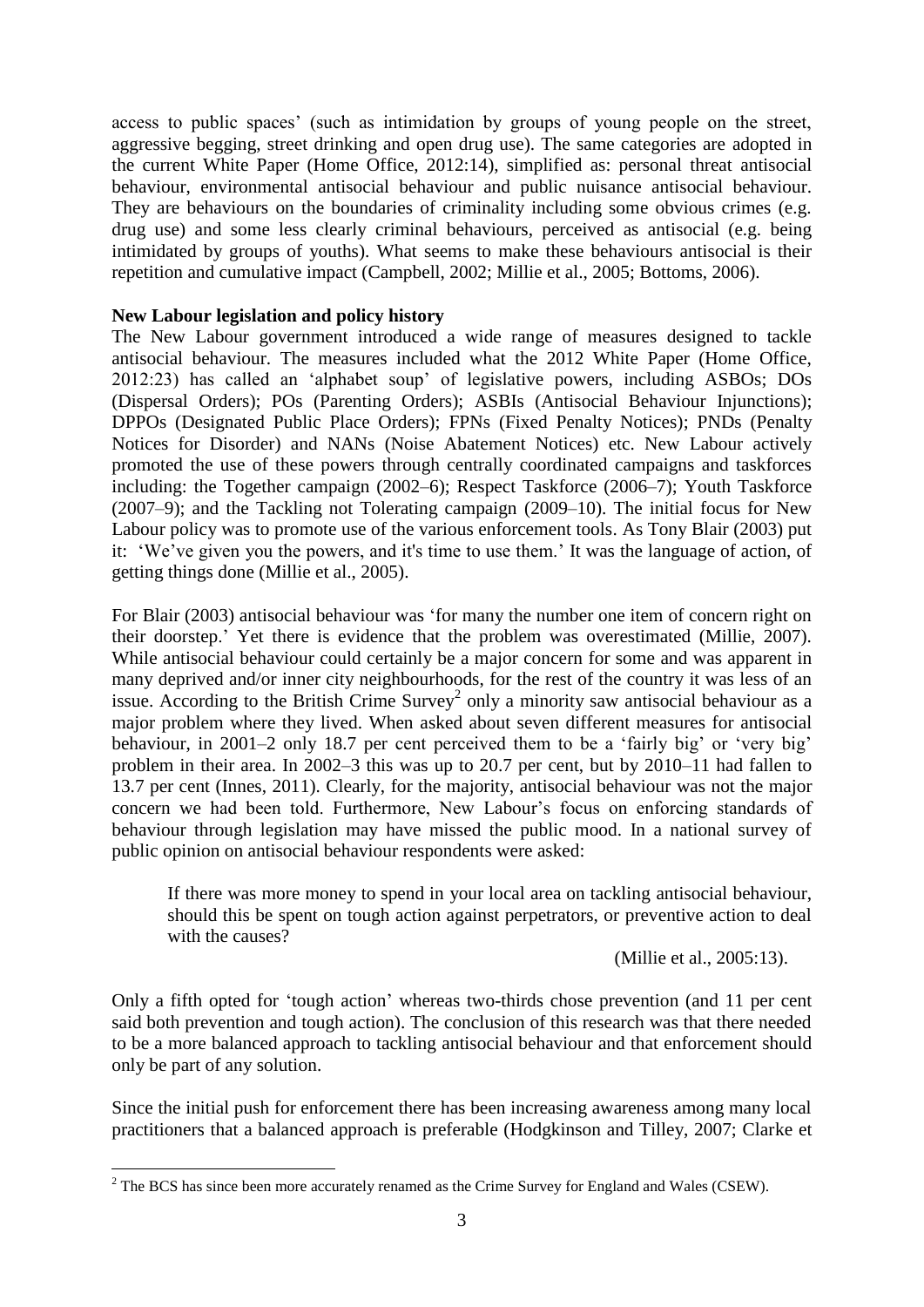access to public spaces' (such as intimidation by groups of young people on the street, aggressive begging, street drinking and open drug use). The same categories are adopted in the current White Paper (Home Office, 2012:14), simplified as: personal threat antisocial behaviour, environmental antisocial behaviour and public nuisance antisocial behaviour. They are behaviours on the boundaries of criminality including some obvious crimes (e.g. drug use) and some less clearly criminal behaviours, perceived as antisocial (e.g. being intimidated by groups of youths). What seems to make these behaviours antisocial is their repetition and cumulative impact (Campbell, 2002; Millie et al., 2005; Bottoms, 2006).

**New Labour legislation and policy history**

The New Labour government introduced a wide range of measures designed to tackle antisocial behaviour. The measures included what the 2012 White Paper (Home Office, 2012:23) has called an 'alphabet soup' of legislative powers, including ASBOs; DOs (Dispersal Orders); POs (Parenting Orders); ASBIs (Antisocial Behaviour Injunctions); DPPOs (Designated Public Place Orders); FPNs (Fixed Penalty Notices); PNDs (Penalty Notices for Disorder) and NANs (Noise Abatement Notices) etc. New Labour actively promoted the use of these powers through centrally coordinated campaigns and taskforces including: the Together campaign (2002–6); Respect Taskforce (2006–7); Youth Taskforce (2007–9); and the Tackling not Tolerating campaign (2009–10). The initial focus for New Labour policy was to promote use of the various enforcement tools. As Tony Blair (2003) put it: 'We've given you the powers, and it's time to use them.' It was the language of action, of getting things done (Millie et al., 2005).

For Blair (2003) antisocial behaviour was 'for many the number one item of concern right on their doorstep.' Yet there is evidence that the problem was overestimated (Millie, 2007). While antisocial behaviour could certainly be a major concern for some and was apparent in many deprived and/or inner city neighbourhoods, for the rest of the country it was less of an issue. According to the British Crime Survey[2] only a minority saw antisocial behaviour as a major problem where they lived. When asked about seven different measures for antisocial behaviour, in 2001–2 only 18.7 per cent perceived them to be a 'fairly big' or 'very big' problem in their area. In 2002–3 this was up to 20.7 per cent, but by 2010–11 had fallen to 13.7 per cent (Innes, 2011). Clearly, for the majority, antisocial behaviour was not the major concern we had been told. Furthermore, New Labour's focus on enforcing standards of behaviour through legislation may have missed the public mood. In a national survey of public opinion on antisocial behaviour respondents were asked:

> If there was more money to spend in your local area on tackling antisocial behaviour, should this be spent on tough action against perpetrators, or preventive action to deal with the causes?
>
> (Millie et al., 2005:13).

Only a fifth opted for 'tough action' whereas two-thirds chose prevention (and 11 per cent said both prevention and tough action). The conclusion of this research was that there needed to be a more balanced approach to tackling antisocial behaviour and that enforcement should only be part of any solution.

Since the initial push for enforcement there has been increasing awareness among many local practitioners that a balanced approach is preferable (Hodgkinson and Tilley, 2007; Clarke et

[2] The BCS has since been more accurately renamed as the Crime Survey for England and Wales (CSEW).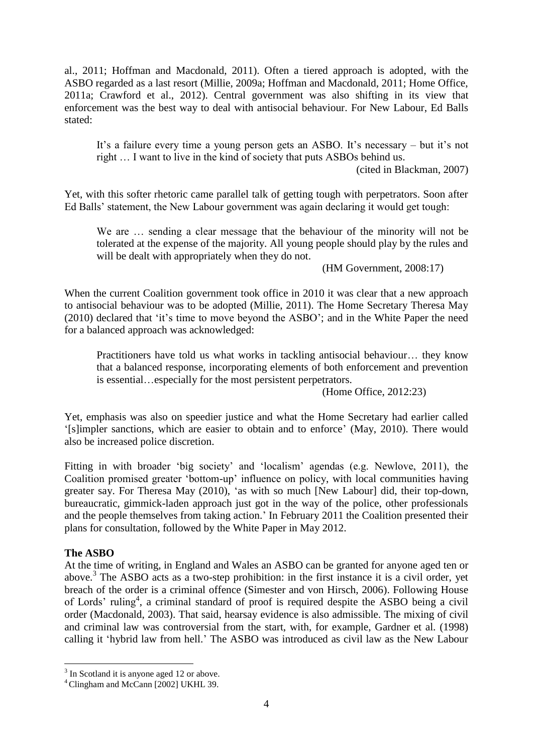al., 2011; Hoffman and Macdonald, 2011). Often a tiered approach is adopted, with the ASBO regarded as a last resort (Millie, 2009a; Hoffman and Macdonald, 2011; Home Office, 2011a; Crawford et al., 2012). Central government was also shifting in its view that enforcement was the best way to deal with antisocial behaviour. For New Labour, Ed Balls stated:

> It's a failure every time a young person gets an ASBO. It's necessary – but it's not right … I want to live in the kind of society that puts ASBOs behind us.
>
> (cited in Blackman, 2007)

Yet, with this softer rhetoric came parallel talk of getting tough with perpetrators. Soon after Ed Balls' statement, the New Labour government was again declaring it would get tough:

> We are … sending a clear message that the behaviour of the minority will not be tolerated at the expense of the majority. All young people should play by the rules and will be dealt with appropriately when they do not.
>
> (HM Government, 2008:17)

When the current Coalition government took office in 2010 it was clear that a new approach to antisocial behaviour was to be adopted (Millie, 2011). The Home Secretary Theresa May (2010) declared that 'it's time to move beyond the ASBO'; and in the White Paper the need for a balanced approach was acknowledged:

> Practitioners have told us what works in tackling antisocial behaviour… they know that a balanced response, incorporating elements of both enforcement and prevention is essential…especially for the most persistent perpetrators.
>
> (Home Office, 2012:23)

Yet, emphasis was also on speedier justice and what the Home Secretary had earlier called '[s]impler sanctions, which are easier to obtain and to enforce' (May, 2010). There would also be increased police discretion.

Fitting in with broader 'big society' and 'localism' agendas (e.g. Newlove, 2011), the Coalition promised greater 'bottom-up' influence on policy, with local communities having greater say. For Theresa May (2010), 'as with so much [New Labour] did, their top-down, bureaucratic, gimmick-laden approach just got in the way of the police, other professionals and the people themselves from taking action.' In February 2011 the Coalition presented their plans for consultation, followed by the White Paper in May 2012.

**The ASBO**

At the time of writing, in England and Wales an ASBO can be granted for anyone aged ten or above.[3] The ASBO acts as a two-step prohibition: in the first instance it is a civil order, yet breach of the order is a criminal offence (Simester and von Hirsch, 2006). Following House of Lords' ruling[4], a criminal standard of proof is required despite the ASBO being a civil order (Macdonald, 2003). That said, hearsay evidence is also admissible. The mixing of civil and criminal law was controversial from the start, with, for example, Gardner et al. (1998) calling it 'hybrid law from hell.' The ASBO was introduced as civil law as the New Labour

[3] In Scotland it is anyone aged 12 or above.

[4] Clingham and McCann [2002] UKHL 39.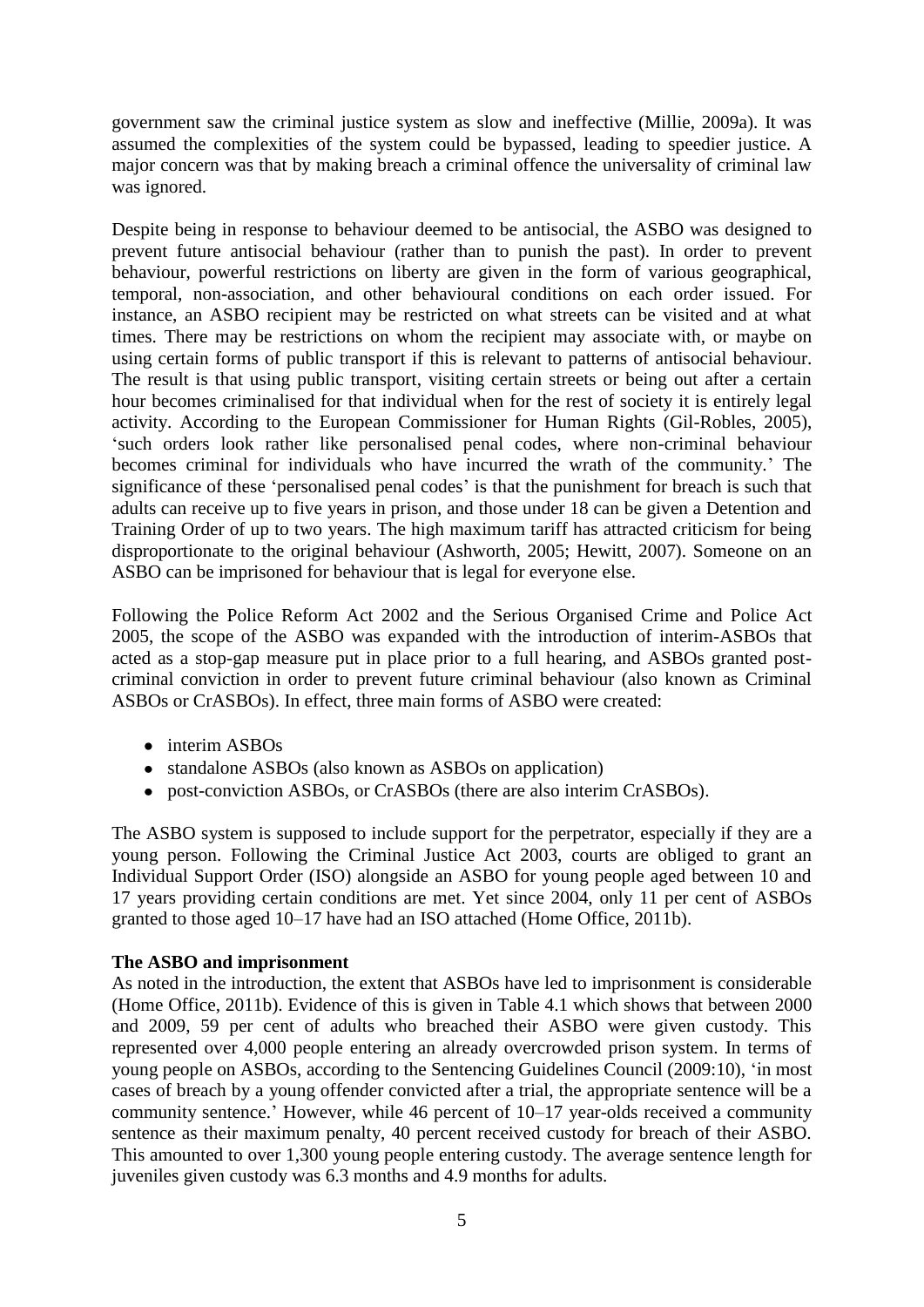government saw the criminal justice system as slow and ineffective (Millie, 2009a). It was assumed the complexities of the system could be bypassed, leading to speedier justice. A major concern was that by making breach a criminal offence the universality of criminal law was ignored.

Despite being in response to behaviour deemed to be antisocial, the ASBO was designed to prevent future antisocial behaviour (rather than to punish the past). In order to prevent behaviour, powerful restrictions on liberty are given in the form of various geographical, temporal, non-association, and other behavioural conditions on each order issued. For instance, an ASBO recipient may be restricted on what streets can be visited and at what times. There may be restrictions on whom the recipient may associate with, or maybe on using certain forms of public transport if this is relevant to patterns of antisocial behaviour. The result is that using public transport, visiting certain streets or being out after a certain hour becomes criminalised for that individual when for the rest of society it is entirely legal activity. According to the European Commissioner for Human Rights (Gil-Robles, 2005), 'such orders look rather like personalised penal codes, where non-criminal behaviour becomes criminal for individuals who have incurred the wrath of the community.' The significance of these 'personalised penal codes' is that the punishment for breach is such that adults can receive up to five years in prison, and those under 18 can be given a Detention and Training Order of up to two years. The high maximum tariff has attracted criticism for being disproportionate to the original behaviour (Ashworth, 2005; Hewitt, 2007). Someone on an ASBO can be imprisoned for behaviour that is legal for everyone else.

Following the Police Reform Act 2002 and the Serious Organised Crime and Police Act 2005, the scope of the ASBO was expanded with the introduction of interim-ASBOs that acted as a stop-gap measure put in place prior to a full hearing, and ASBOs granted post-criminal conviction in order to prevent future criminal behaviour (also known as Criminal ASBOs or CrASBOs). In effect, three main forms of ASBO were created:

- interim ASBOs
- standalone ASBOs (also known as ASBOs on application)
- post-conviction ASBOs, or CrASBOs (there are also interim CrASBOs).

The ASBO system is supposed to include support for the perpetrator, especially if they are a young person. Following the Criminal Justice Act 2003, courts are obliged to grant an Individual Support Order (ISO) alongside an ASBO for young people aged between 10 and 17 years providing certain conditions are met. Yet since 2004, only 11 per cent of ASBOs granted to those aged 10–17 have had an ISO attached (Home Office, 2011b).

**The ASBO and imprisonment**

As noted in the introduction, the extent that ASBOs have led to imprisonment is considerable (Home Office, 2011b). Evidence of this is given in Table 4.1 which shows that between 2000 and 2009, 59 per cent of adults who breached their ASBO were given custody. This represented over 4,000 people entering an already overcrowded prison system. In terms of young people on ASBOs, according to the Sentencing Guidelines Council (2009:10), 'in most cases of breach by a young offender convicted after a trial, the appropriate sentence will be a community sentence.' However, while 46 percent of 10–17 year-olds received a community sentence as their maximum penalty, 40 percent received custody for breach of their ASBO. This amounted to over 1,300 young people entering custody. The average sentence length for juveniles given custody was 6.3 months and 4.9 months for adults.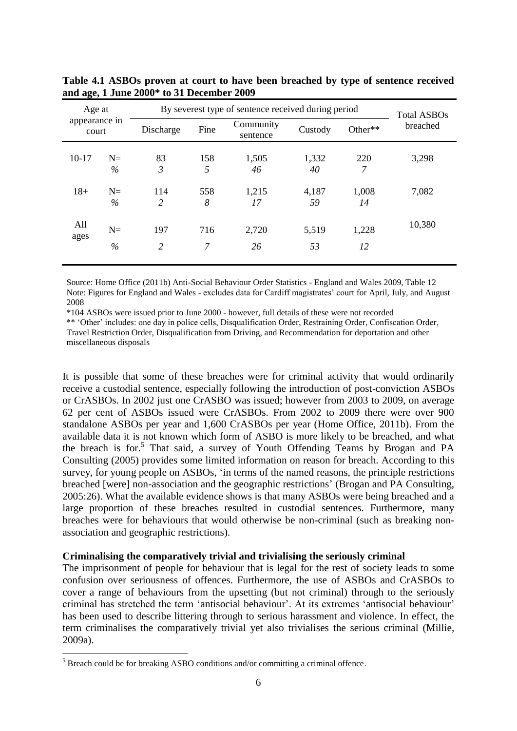**Table 4.1 ASBOs proven at court to have been breached by type of sentence received and age, 1 June 2000* to 31 December 2009**

| Age at appearance in court | | By severest type of sentence received during period | | | | | Total ASBOs breached |
|---|---|---|---|---|---|---|---|
| | | Discharge | Fine | Community sentence | Custody | Other** | |
| 10-17 | N= | 83 | 158 | 1,505 | 1,332 | 220 | 3,298 |
| | % | *3* | *5* | *46* | *40* | *7* | |
| 18+ | N= | 114 | 558 | 1,215 | 4,187 | 1,008 | 7,082 |
| | % | *2* | *8* | *17* | *59* | *14* | |
| All ages | N= | 197 | 716 | 2,720 | 5,519 | 1,228 | 10,380 |
| | % | *2* | *7* | *26* | *53* | *12* | |

Source: Home Office (2011b) Anti-Social Behaviour Order Statistics - England and Wales 2009, Table 12
Note: Figures for England and Wales - excludes data for Cardiff magistrates' court for April, July, and August 2008

*104 ASBOs were issued prior to June 2000 - however, full details of these were not recorded

** 'Other' includes: one day in police cells, Disqualification Order, Restraining Order, Confiscation Order, Travel Restriction Order, Disqualification from Driving, and Recommendation for deportation and other miscellaneous disposals

It is possible that some of these breaches were for criminal activity that would ordinarily receive a custodial sentence, especially following the introduction of post-conviction ASBOs or CrASBOs. In 2002 just one CrASBO was issued; however from 2003 to 2009, on average 62 per cent of ASBOs issued were CrASBOs. From 2002 to 2009 there were over 900 standalone ASBOs per year and 1,600 CrASBOs per year (Home Office, 2011b). From the available data it is not known which form of ASBO is more likely to be breached, and what the breach is for.[5] That said, a survey of Youth Offending Teams by Brogan and PA Consulting (2005) provides some limited information on reason for breach. According to this survey, for young people on ASBOs, 'in terms of the named reasons, the principle restrictions breached [were] non-association and the geographic restrictions' (Brogan and PA Consulting, 2005:26). What the available evidence shows is that many ASBOs were being breached and a large proportion of these breaches resulted in custodial sentences. Furthermore, many breaches were for behaviours that would otherwise be non-criminal (such as breaking non-association and geographic restrictions).

**Criminalising the comparatively trivial and trivialising the seriously criminal**

The imprisonment of people for behaviour that is legal for the rest of society leads to some confusion over seriousness of offences. Furthermore, the use of ASBOs and CrASBOs to cover a range of behaviours from the upsetting (but not criminal) through to the seriously criminal has stretched the term 'antisocial behaviour'. At its extremes 'antisocial behaviour' has been used to describe littering through to serious harassment and violence. In effect, the term criminalises the comparatively trivial yet also trivialises the serious criminal (Millie, 2009a).

[5] Breach could be for breaking ASBO conditions and/or committing a criminal offence.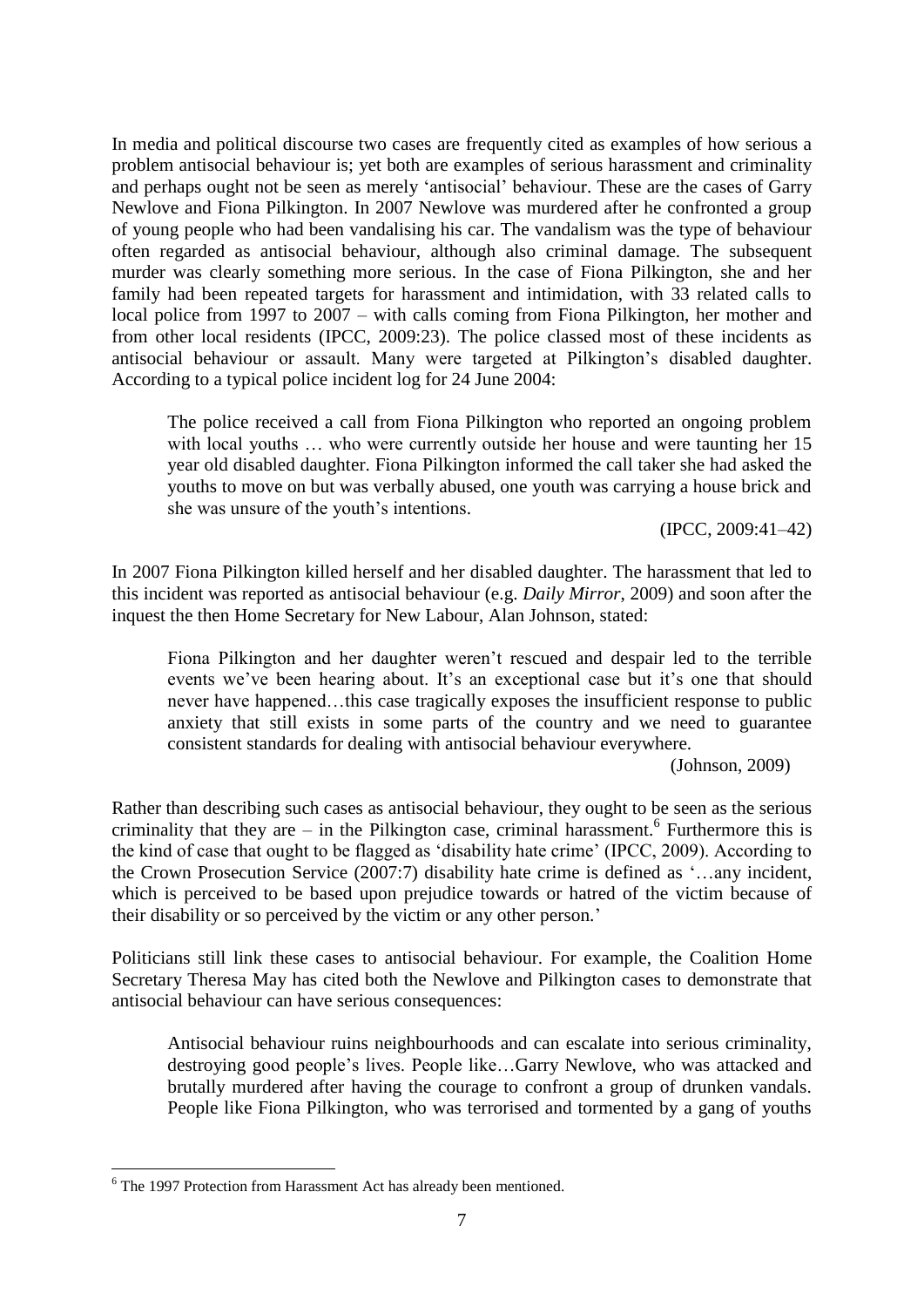In media and political discourse two cases are frequently cited as examples of how serious a problem antisocial behaviour is; yet both are examples of serious harassment and criminality and perhaps ought not be seen as merely 'antisocial' behaviour. These are the cases of Garry Newlove and Fiona Pilkington. In 2007 Newlove was murdered after he confronted a group of young people who had been vandalising his car. The vandalism was the type of behaviour often regarded as antisocial behaviour, although also criminal damage. The subsequent murder was clearly something more serious. In the case of Fiona Pilkington, she and her family had been repeated targets for harassment and intimidation, with 33 related calls to local police from 1997 to 2007 – with calls coming from Fiona Pilkington, her mother and from other local residents (IPCC, 2009:23). The police classed most of these incidents as antisocial behaviour or assault. Many were targeted at Pilkington's disabled daughter. According to a typical police incident log for 24 June 2004:

> The police received a call from Fiona Pilkington who reported an ongoing problem with local youths … who were currently outside her house and were taunting her 15 year old disabled daughter. Fiona Pilkington informed the call taker she had asked the youths to move on but was verbally abused, one youth was carrying a house brick and she was unsure of the youth's intentions.
>
> (IPCC, 2009:41–42)

In 2007 Fiona Pilkington killed herself and her disabled daughter. The harassment that led to this incident was reported as antisocial behaviour (e.g. *Daily Mirror*, 2009) and soon after the inquest the then Home Secretary for New Labour, Alan Johnson, stated:

> Fiona Pilkington and her daughter weren't rescued and despair led to the terrible events we've been hearing about. It's an exceptional case but it's one that should never have happened…this case tragically exposes the insufficient response to public anxiety that still exists in some parts of the country and we need to guarantee consistent standards for dealing with antisocial behaviour everywhere.
>
> (Johnson, 2009)

Rather than describing such cases as antisocial behaviour, they ought to be seen as the serious criminality that they are – in the Pilkington case, criminal harassment.[6] Furthermore this is the kind of case that ought to be flagged as 'disability hate crime' (IPCC, 2009). According to the Crown Prosecution Service (2007:7) disability hate crime is defined as '…any incident, which is perceived to be based upon prejudice towards or hatred of the victim because of their disability or so perceived by the victim or any other person.'

Politicians still link these cases to antisocial behaviour. For example, the Coalition Home Secretary Theresa May has cited both the Newlove and Pilkington cases to demonstrate that antisocial behaviour can have serious consequences:

> Antisocial behaviour ruins neighbourhoods and can escalate into serious criminality, destroying good people's lives. People like…Garry Newlove, who was attacked and brutally murdered after having the courage to confront a group of drunken vandals. People like Fiona Pilkington, who was terrorised and tormented by a gang of youths

[6] The 1997 Protection from Harassment Act has already been mentioned.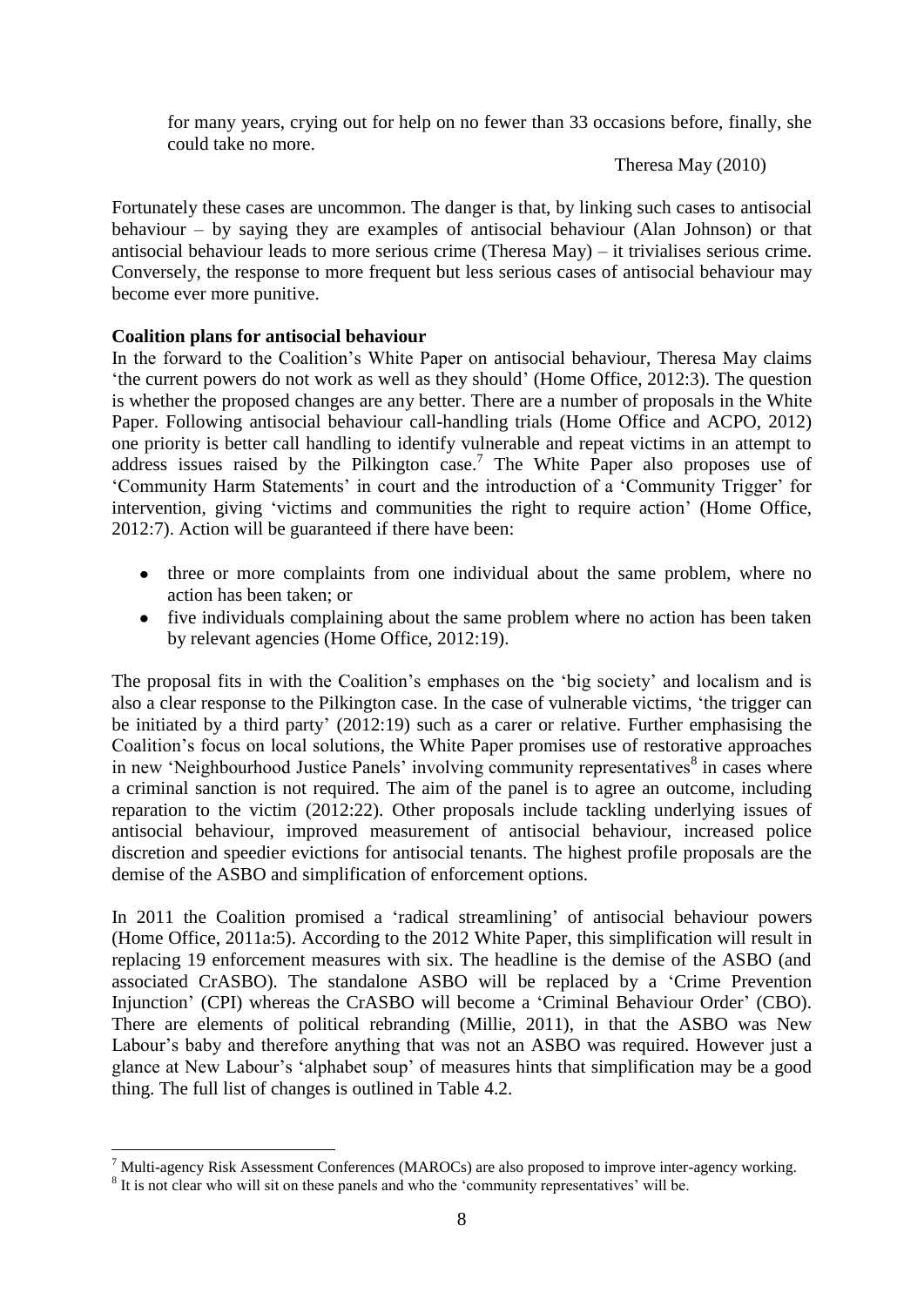> for many years, crying out for help on no fewer than 33 occasions before, finally, she could take no more.
>
> Theresa May (2010)

Fortunately these cases are uncommon. The danger is that, by linking such cases to antisocial behaviour – by saying they are examples of antisocial behaviour (Alan Johnson) or that antisocial behaviour leads to more serious crime (Theresa May) – it trivialises serious crime. Conversely, the response to more frequent but less serious cases of antisocial behaviour may become ever more punitive.

**Coalition plans for antisocial behaviour**

In the forward to the Coalition's White Paper on antisocial behaviour, Theresa May claims 'the current powers do not work as well as they should' (Home Office, 2012:3). The question is whether the proposed changes are any better. There are a number of proposals in the White Paper. Following antisocial behaviour call-handling trials (Home Office and ACPO, 2012) one priority is better call handling to identify vulnerable and repeat victims in an attempt to address issues raised by the Pilkington case.[7] The White Paper also proposes use of 'Community Harm Statements' in court and the introduction of a 'Community Trigger' for intervention, giving 'victims and communities the right to require action' (Home Office, 2012:7). Action will be guaranteed if there have been:

- three or more complaints from one individual about the same problem, where no action has been taken; or
- five individuals complaining about the same problem where no action has been taken by relevant agencies (Home Office, 2012:19).

The proposal fits in with the Coalition's emphases on the 'big society' and localism and is also a clear response to the Pilkington case. In the case of vulnerable victims, 'the trigger can be initiated by a third party' (2012:19) such as a carer or relative. Further emphasising the Coalition's focus on local solutions, the White Paper promises use of restorative approaches in new 'Neighbourhood Justice Panels' involving community representatives[8] in cases where a criminal sanction is not required. The aim of the panel is to agree an outcome, including reparation to the victim (2012:22). Other proposals include tackling underlying issues of antisocial behaviour, improved measurement of antisocial behaviour, increased police discretion and speedier evictions for antisocial tenants. The highest profile proposals are the demise of the ASBO and simplification of enforcement options.

In 2011 the Coalition promised a 'radical streamlining' of antisocial behaviour powers (Home Office, 2011a:5). According to the 2012 White Paper, this simplification will result in replacing 19 enforcement measures with six. The headline is the demise of the ASBO (and associated CrASBO). The standalone ASBO will be replaced by a 'Crime Prevention Injunction' (CPI) whereas the CrASBO will become a 'Criminal Behaviour Order' (CBO). There are elements of political rebranding (Millie, 2011), in that the ASBO was New Labour's baby and therefore anything that was not an ASBO was required. However just a glance at New Labour's 'alphabet soup' of measures hints that simplification may be a good thing. The full list of changes is outlined in Table 4.2.

---

[7] Multi-agency Risk Assessment Conferences (MAROCs) are also proposed to improve inter-agency working.

[8] It is not clear who will sit on these panels and who the 'community representatives' will be.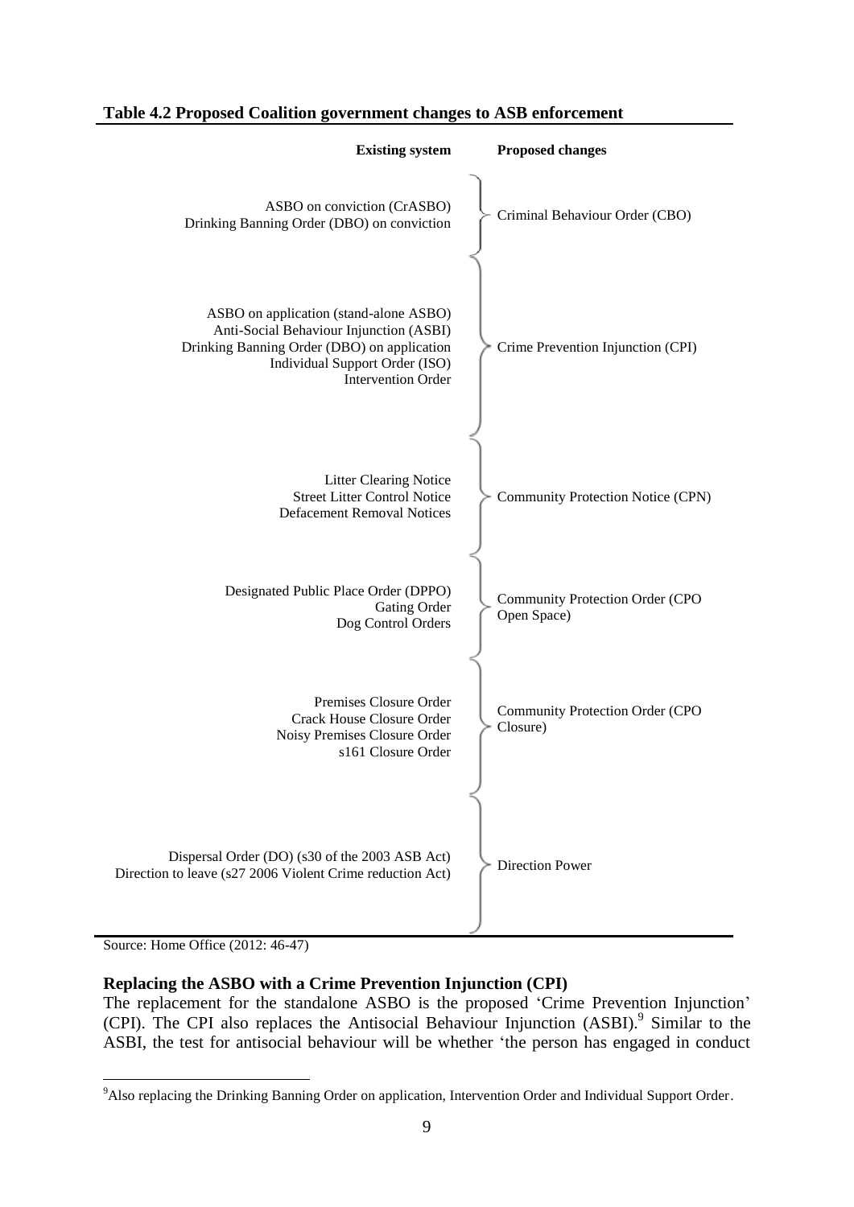**Table 4.2 Proposed Coalition government changes to ASB enforcement**

| Existing system | Proposed changes |
|---|---|
| ASBO on conviction (CrASBO)<br>Drinking Banning Order (DBO) on conviction | Criminal Behaviour Order (CBO) |
| ASBO on application (stand-alone ASBO)<br>Anti-Social Behaviour Injunction (ASBI)<br>Drinking Banning Order (DBO) on application<br>Individual Support Order (ISO)<br>Intervention Order | Crime Prevention Injunction (CPI) |
| Litter Clearing Notice<br>Street Litter Control Notice<br>Defacement Removal Notices | Community Protection Notice (CPN) |
| Designated Public Place Order (DPPO)<br>Gating Order<br>Dog Control Orders | Community Protection Order (CPO Open Space) |
| Premises Closure Order<br>Crack House Closure Order<br>Noisy Premises Closure Order<br>s161 Closure Order | Community Protection Order (CPO Closure) |
| Dispersal Order (DO) (s30 of the 2003 ASB Act)<br>Direction to leave (s27 2006 Violent Crime reduction Act) | Direction Power |

Source: Home Office (2012: 46-47)

**Replacing the ASBO with a Crime Prevention Injunction (CPI)**

The replacement for the standalone ASBO is the proposed 'Crime Prevention Injunction' (CPI). The CPI also replaces the Antisocial Behaviour Injunction (ASBI).[9] Similar to the ASBI, the test for antisocial behaviour will be whether 'the person has engaged in conduct

[9] Also replacing the Drinking Banning Order on application, Intervention Order and Individual Support Order.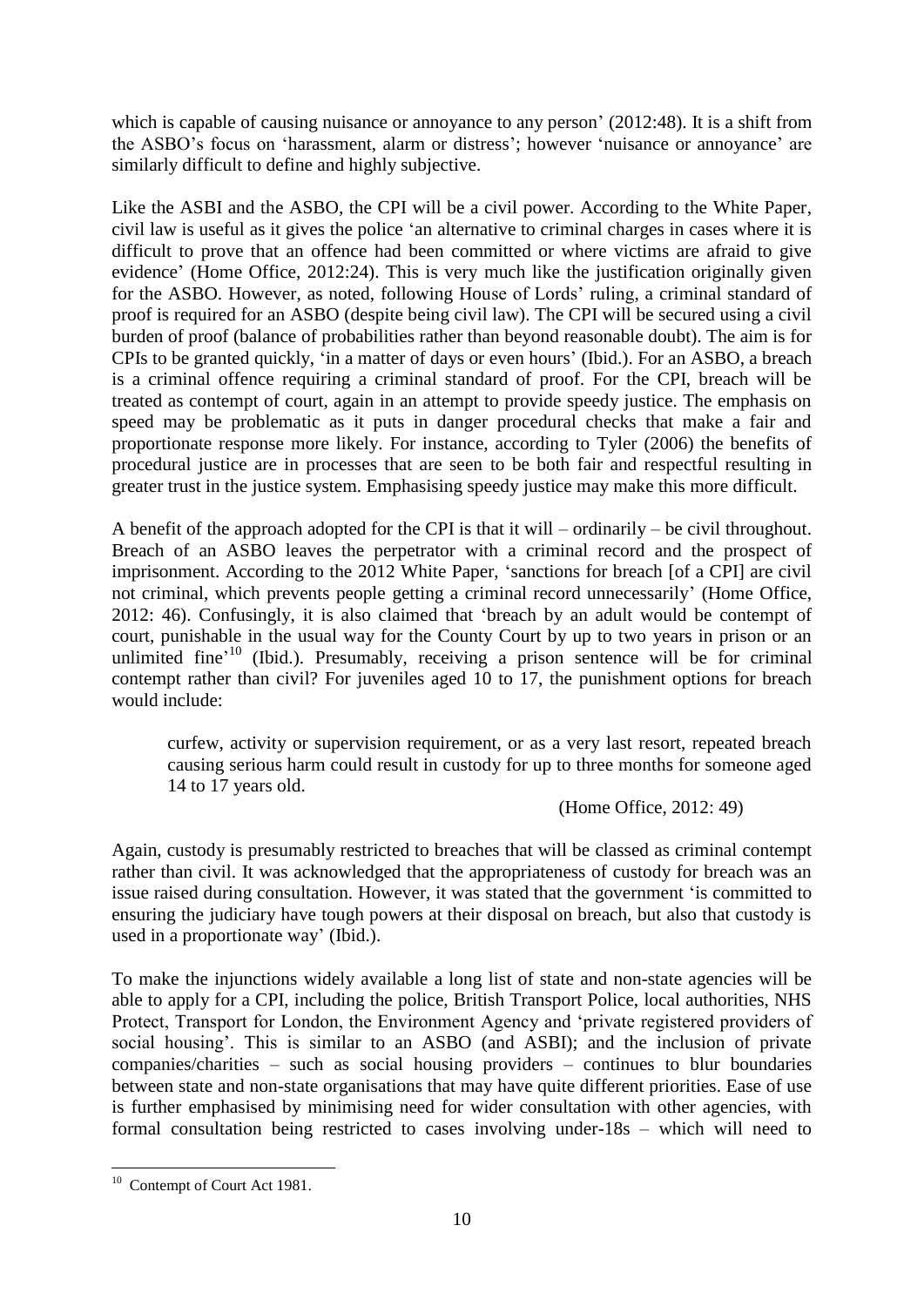which is capable of causing nuisance or annoyance to any person' (2012:48). It is a shift from the ASBO's focus on 'harassment, alarm or distress'; however 'nuisance or annoyance' are similarly difficult to define and highly subjective.

Like the ASBI and the ASBO, the CPI will be a civil power. According to the White Paper, civil law is useful as it gives the police 'an alternative to criminal charges in cases where it is difficult to prove that an offence had been committed or where victims are afraid to give evidence' (Home Office, 2012:24). This is very much like the justification originally given for the ASBO. However, as noted, following House of Lords' ruling, a criminal standard of proof is required for an ASBO (despite being civil law). The CPI will be secured using a civil burden of proof (balance of probabilities rather than beyond reasonable doubt). The aim is for CPIs to be granted quickly, 'in a matter of days or even hours' (Ibid.). For an ASBO, a breach is a criminal offence requiring a criminal standard of proof. For the CPI, breach will be treated as contempt of court, again in an attempt to provide speedy justice. The emphasis on speed may be problematic as it puts in danger procedural checks that make a fair and proportionate response more likely. For instance, according to Tyler (2006) the benefits of procedural justice are in processes that are seen to be both fair and respectful resulting in greater trust in the justice system. Emphasising speedy justice may make this more difficult.

A benefit of the approach adopted for the CPI is that it will – ordinarily – be civil throughout. Breach of an ASBO leaves the perpetrator with a criminal record and the prospect of imprisonment. According to the 2012 White Paper, 'sanctions for breach [of a CPI] are civil not criminal, which prevents people getting a criminal record unnecessarily' (Home Office, 2012: 46). Confusingly, it is also claimed that 'breach by an adult would be contempt of court, punishable in the usual way for the County Court by up to two years in prison or an unlimited fine'[10] (Ibid.). Presumably, receiving a prison sentence will be for criminal contempt rather than civil? For juveniles aged 10 to 17, the punishment options for breach would include:

> curfew, activity or supervision requirement, or as a very last resort, repeated breach causing serious harm could result in custody for up to three months for someone aged 14 to 17 years old.
>
> (Home Office, 2012: 49)

Again, custody is presumably restricted to breaches that will be classed as criminal contempt rather than civil. It was acknowledged that the appropriateness of custody for breach was an issue raised during consultation. However, it was stated that the government 'is committed to ensuring the judiciary have tough powers at their disposal on breach, but also that custody is used in a proportionate way' (Ibid.).

To make the injunctions widely available a long list of state and non-state agencies will be able to apply for a CPI, including the police, British Transport Police, local authorities, NHS Protect, Transport for London, the Environment Agency and 'private registered providers of social housing'. This is similar to an ASBO (and ASBI); and the inclusion of private companies/charities – such as social housing providers – continues to blur boundaries between state and non-state organisations that may have quite different priorities. Ease of use is further emphasised by minimising need for wider consultation with other agencies, with formal consultation being restricted to cases involving under-18s – which will need to

[10] Contempt of Court Act 1981.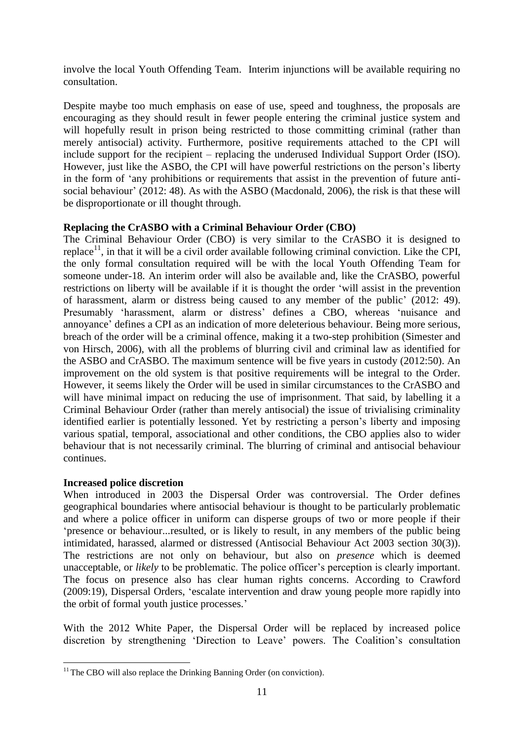involve the local Youth Offending Team. Interim injunctions will be available requiring no consultation.

Despite maybe too much emphasis on ease of use, speed and toughness, the proposals are encouraging as they should result in fewer people entering the criminal justice system and will hopefully result in prison being restricted to those committing criminal (rather than merely antisocial) activity. Furthermore, positive requirements attached to the CPI will include support for the recipient – replacing the underused Individual Support Order (ISO). However, just like the ASBO, the CPI will have powerful restrictions on the person's liberty in the form of 'any prohibitions or requirements that assist in the prevention of future anti-social behaviour' (2012: 48). As with the ASBO (Macdonald, 2006), the risk is that these will be disproportionate or ill thought through.

**Replacing the CrASBO with a Criminal Behaviour Order (CBO)**

The Criminal Behaviour Order (CBO) is very similar to the CrASBO it is designed to replace[11], in that it will be a civil order available following criminal conviction. Like the CPI, the only formal consultation required will be with the local Youth Offending Team for someone under-18. An interim order will also be available and, like the CrASBO, powerful restrictions on liberty will be available if it is thought the order 'will assist in the prevention of harassment, alarm or distress being caused to any member of the public' (2012: 49). Presumably 'harassment, alarm or distress' defines a CBO, whereas 'nuisance and annoyance' defines a CPI as an indication of more deleterious behaviour. Being more serious, breach of the order will be a criminal offence, making it a two-step prohibition (Simester and von Hirsch, 2006), with all the problems of blurring civil and criminal law as identified for the ASBO and CrASBO. The maximum sentence will be five years in custody (2012:50). An improvement on the old system is that positive requirements will be integral to the Order. However, it seems likely the Order will be used in similar circumstances to the CrASBO and will have minimal impact on reducing the use of imprisonment. That said, by labelling it a Criminal Behaviour Order (rather than merely antisocial) the issue of trivialising criminality identified earlier is potentially lessoned. Yet by restricting a person's liberty and imposing various spatial, temporal, associational and other conditions, the CBO applies also to wider behaviour that is not necessarily criminal. The blurring of criminal and antisocial behaviour continues.

**Increased police discretion**

When introduced in 2003 the Dispersal Order was controversial. The Order defines geographical boundaries where antisocial behaviour is thought to be particularly problematic and where a police officer in uniform can disperse groups of two or more people if their 'presence or behaviour...resulted, or is likely to result, in any members of the public being intimidated, harassed, alarmed or distressed (Antisocial Behaviour Act 2003 section 30(3)). The restrictions are not only on behaviour, but also on *presence* which is deemed unacceptable, or *likely* to be problematic. The police officer's perception is clearly important. The focus on presence also has clear human rights concerns. According to Crawford (2009:19), Dispersal Orders, 'escalate intervention and draw young people more rapidly into the orbit of formal youth justice processes.'

With the 2012 White Paper, the Dispersal Order will be replaced by increased police discretion by strengthening 'Direction to Leave' powers. The Coalition's consultation

[11] The CBO will also replace the Drinking Banning Order (on conviction).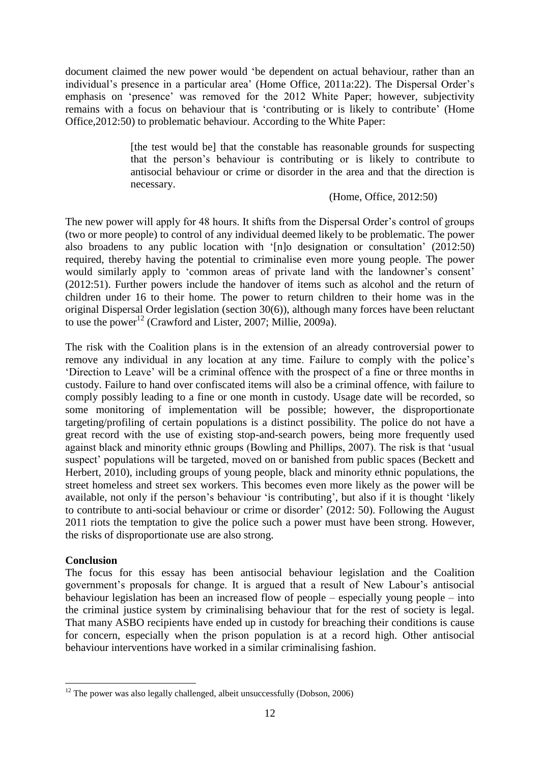document claimed the new power would 'be dependent on actual behaviour, rather than an individual's presence in a particular area' (Home Office, 2011a:22). The Dispersal Order's emphasis on 'presence' was removed for the 2012 White Paper; however, subjectivity remains with a focus on behaviour that is 'contributing or is likely to contribute' (Home Office,2012:50) to problematic behaviour. According to the White Paper:

> [the test would be] that the constable has reasonable grounds for suspecting that the person's behaviour is contributing or is likely to contribute to antisocial behaviour or crime or disorder in the area and that the direction is necessary.
>
> (Home, Office, 2012:50)

The new power will apply for 48 hours. It shifts from the Dispersal Order's control of groups (two or more people) to control of any individual deemed likely to be problematic. The power also broadens to any public location with '[n]o designation or consultation' (2012:50) required, thereby having the potential to criminalise even more young people. The power would similarly apply to 'common areas of private land with the landowner's consent' (2012:51). Further powers include the handover of items such as alcohol and the return of children under 16 to their home. The power to return children to their home was in the original Dispersal Order legislation (section 30(6)), although many forces have been reluctant to use the power[12] (Crawford and Lister, 2007; Millie, 2009a).

The risk with the Coalition plans is in the extension of an already controversial power to remove any individual in any location at any time. Failure to comply with the police's 'Direction to Leave' will be a criminal offence with the prospect of a fine or three months in custody. Failure to hand over confiscated items will also be a criminal offence, with failure to comply possibly leading to a fine or one month in custody. Usage date will be recorded, so some monitoring of implementation will be possible; however, the disproportionate targeting/profiling of certain populations is a distinct possibility. The police do not have a great record with the use of existing stop-and-search powers, being more frequently used against black and minority ethnic groups (Bowling and Phillips, 2007). The risk is that 'usual suspect' populations will be targeted, moved on or banished from public spaces (Beckett and Herbert, 2010), including groups of young people, black and minority ethnic populations, the street homeless and street sex workers. This becomes even more likely as the power will be available, not only if the person's behaviour 'is contributing', but also if it is thought 'likely to contribute to anti-social behaviour or crime or disorder' (2012: 50). Following the August 2011 riots the temptation to give the police such a power must have been strong. However, the risks of disproportionate use are also strong.

**Conclusion**

The focus for this essay has been antisocial behaviour legislation and the Coalition government's proposals for change. It is argued that a result of New Labour's antisocial behaviour legislation has been an increased flow of people – especially young people – into the criminal justice system by criminalising behaviour that for the rest of society is legal. That many ASBO recipients have ended up in custody for breaching their conditions is cause for concern, especially when the prison population is at a record high. Other antisocial behaviour interventions have worked in a similar criminalising fashion.

[12] The power was also legally challenged, albeit unsuccessfully (Dobson, 2006)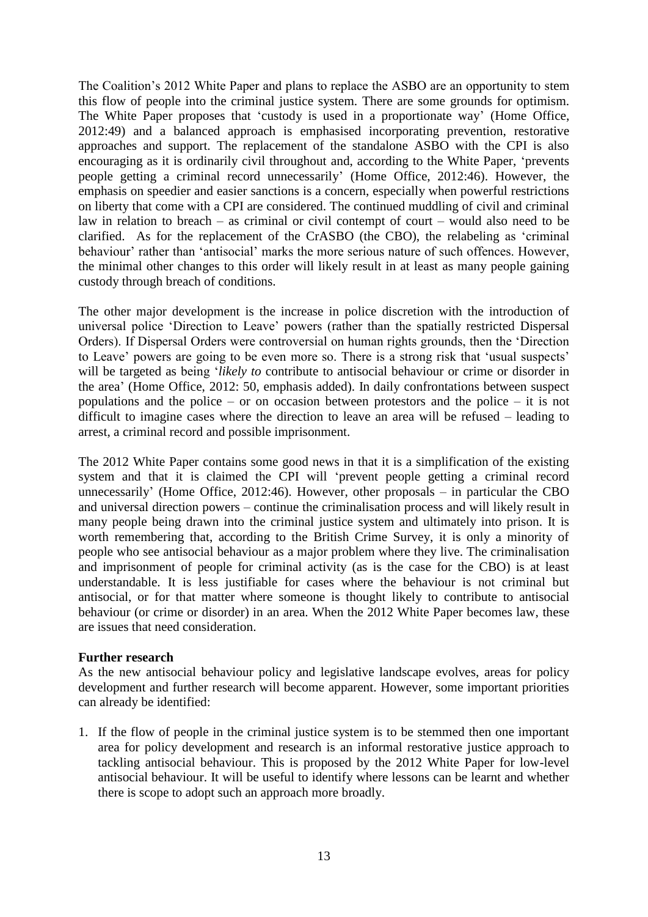The Coalition's 2012 White Paper and plans to replace the ASBO are an opportunity to stem this flow of people into the criminal justice system. There are some grounds for optimism. The White Paper proposes that 'custody is used in a proportionate way' (Home Office, 2012:49) and a balanced approach is emphasised incorporating prevention, restorative approaches and support. The replacement of the standalone ASBO with the CPI is also encouraging as it is ordinarily civil throughout and, according to the White Paper, 'prevents people getting a criminal record unnecessarily' (Home Office, 2012:46). However, the emphasis on speedier and easier sanctions is a concern, especially when powerful restrictions on liberty that come with a CPI are considered. The continued muddling of civil and criminal law in relation to breach – as criminal or civil contempt of court – would also need to be clarified. As for the replacement of the CrASBO (the CBO), the relabeling as 'criminal behaviour' rather than 'antisocial' marks the more serious nature of such offences. However, the minimal other changes to this order will likely result in at least as many people gaining custody through breach of conditions.

The other major development is the increase in police discretion with the introduction of universal police 'Direction to Leave' powers (rather than the spatially restricted Dispersal Orders). If Dispersal Orders were controversial on human rights grounds, then the 'Direction to Leave' powers are going to be even more so. There is a strong risk that 'usual suspects' will be targeted as being '*likely to* contribute to antisocial behaviour or crime or disorder in the area' (Home Office, 2012: 50, emphasis added). In daily confrontations between suspect populations and the police – or on occasion between protestors and the police – it is not difficult to imagine cases where the direction to leave an area will be refused – leading to arrest, a criminal record and possible imprisonment.

The 2012 White Paper contains some good news in that it is a simplification of the existing system and that it is claimed the CPI will 'prevent people getting a criminal record unnecessarily' (Home Office, 2012:46). However, other proposals – in particular the CBO and universal direction powers – continue the criminalisation process and will likely result in many people being drawn into the criminal justice system and ultimately into prison. It is worth remembering that, according to the British Crime Survey, it is only a minority of people who see antisocial behaviour as a major problem where they live. The criminalisation and imprisonment of people for criminal activity (as is the case for the CBO) is at least understandable. It is less justifiable for cases where the behaviour is not criminal but antisocial, or for that matter where someone is thought likely to contribute to antisocial behaviour (or crime or disorder) in an area. When the 2012 White Paper becomes law, these are issues that need consideration.

**Further research**

As the new antisocial behaviour policy and legislative landscape evolves, areas for policy development and further research will become apparent. However, some important priorities can already be identified:

1. If the flow of people in the criminal justice system is to be stemmed then one important area for policy development and research is an informal restorative justice approach to tackling antisocial behaviour. This is proposed by the 2012 White Paper for low-level antisocial behaviour. It will be useful to identify where lessons can be learnt and whether there is scope to adopt such an approach more broadly.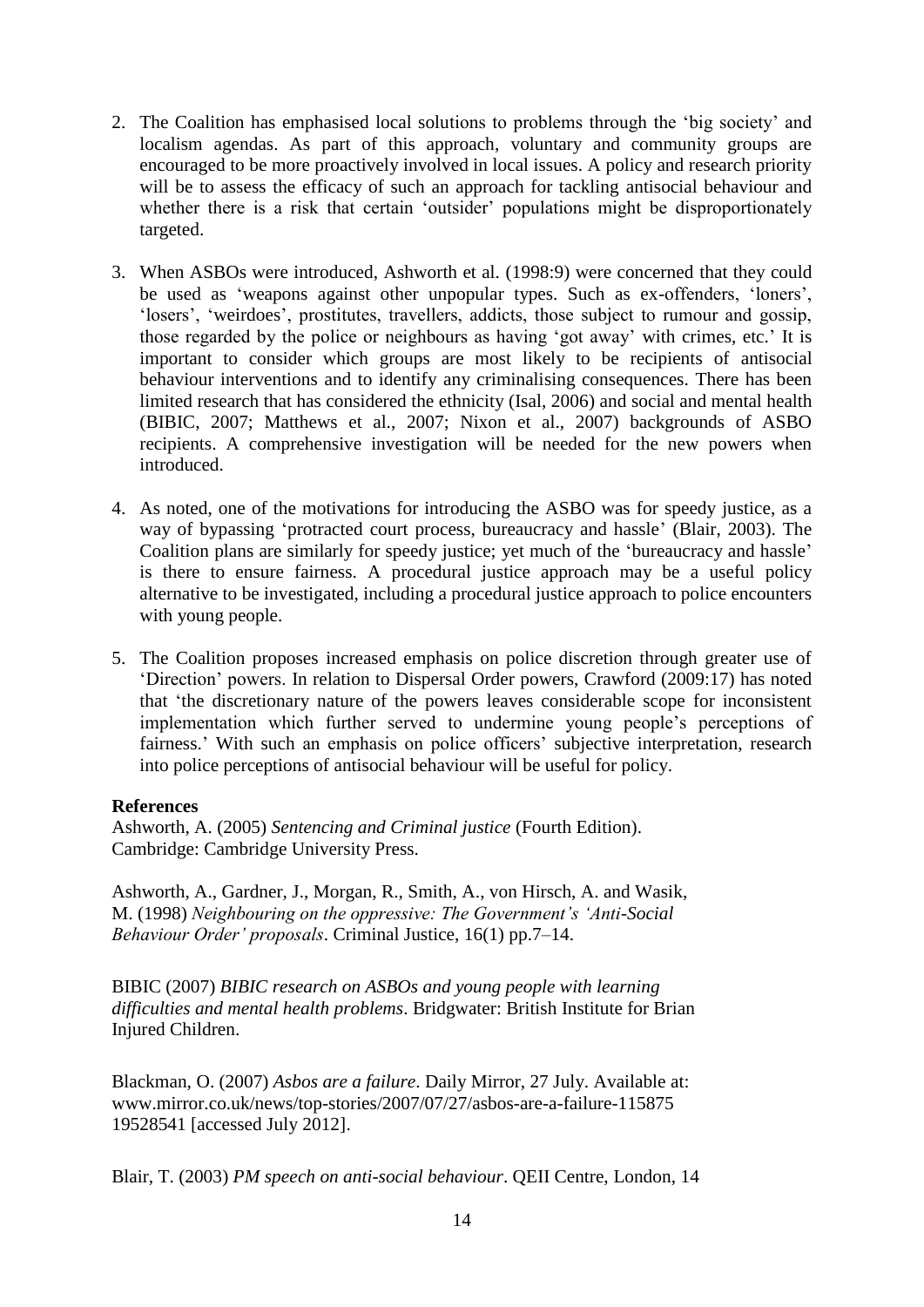2. The Coalition has emphasised local solutions to problems through the 'big society' and localism agendas. As part of this approach, voluntary and community groups are encouraged to be more proactively involved in local issues. A policy and research priority will be to assess the efficacy of such an approach for tackling antisocial behaviour and whether there is a risk that certain 'outsider' populations might be disproportionately targeted.

3. When ASBOs were introduced, Ashworth et al. (1998:9) were concerned that they could be used as 'weapons against other unpopular types. Such as ex-offenders, 'loners', 'losers', 'weirdoes', prostitutes, travellers, addicts, those subject to rumour and gossip, those regarded by the police or neighbours as having 'got away' with crimes, etc.' It is important to consider which groups are most likely to be recipients of antisocial behaviour interventions and to identify any criminalising consequences. There has been limited research that has considered the ethnicity (Isal, 2006) and social and mental health (BIBIC, 2007; Matthews et al., 2007; Nixon et al., 2007) backgrounds of ASBO recipients. A comprehensive investigation will be needed for the new powers when introduced.

4. As noted, one of the motivations for introducing the ASBO was for speedy justice, as a way of bypassing 'protracted court process, bureaucracy and hassle' (Blair, 2003). The Coalition plans are similarly for speedy justice; yet much of the 'bureaucracy and hassle' is there to ensure fairness. A procedural justice approach may be a useful policy alternative to be investigated, including a procedural justice approach to police encounters with young people.

5. The Coalition proposes increased emphasis on police discretion through greater use of 'Direction' powers. In relation to Dispersal Order powers, Crawford (2009:17) has noted that 'the discretionary nature of the powers leaves considerable scope for inconsistent implementation which further served to undermine young people's perceptions of fairness.' With such an emphasis on police officers' subjective interpretation, research into police perceptions of antisocial behaviour will be useful for policy.

**References**

Ashworth, A. (2005) *Sentencing and Criminal justice* (Fourth Edition). Cambridge: Cambridge University Press.

Ashworth, A., Gardner, J., Morgan, R., Smith, A., von Hirsch, A. and Wasik, M. (1998) *Neighbouring on the oppressive: The Government's 'Anti-Social Behaviour Order' proposals*. Criminal Justice, 16(1) pp.7–14.

BIBIC (2007) *BIBIC research on ASBOs and young people with learning difficulties and mental health problems*. Bridgwater: British Institute for Brian Injured Children.

Blackman, O. (2007) *Asbos are a failure*. Daily Mirror, 27 July. Available at: www.mirror.co.uk/news/top-stories/2007/07/27/asbos-are-a-failure-115875 19528541 [accessed July 2012].

Blair, T. (2003) *PM speech on anti-social behaviour*. QEII Centre, London, 14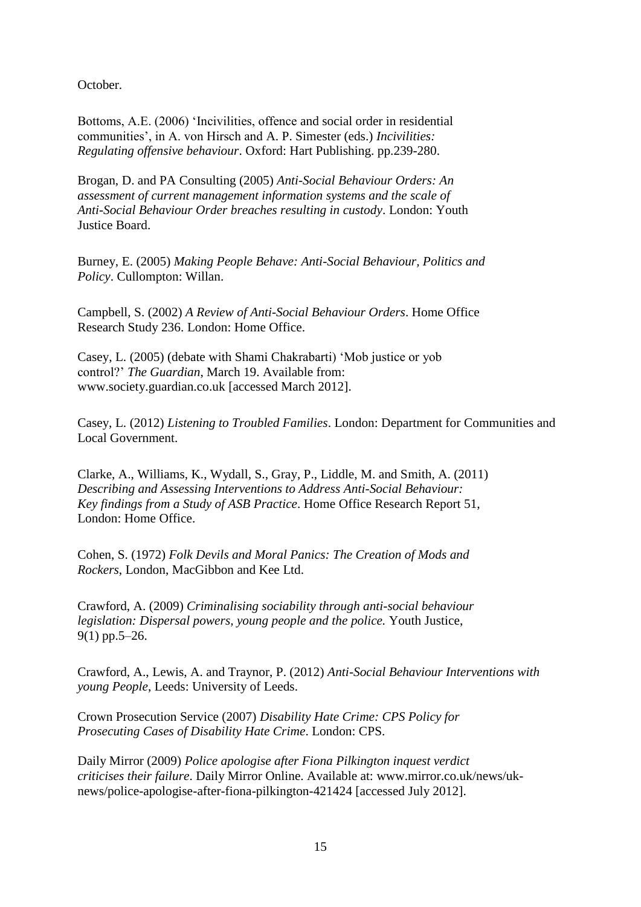October.

Bottoms, A.E. (2006) 'Incivilities, offence and social order in residential communities', in A. von Hirsch and A. P. Simester (eds.) *Incivilities: Regulating offensive behaviour*. Oxford: Hart Publishing. pp.239-280.

Brogan, D. and PA Consulting (2005) *Anti-Social Behaviour Orders: An assessment of current management information systems and the scale of Anti-Social Behaviour Order breaches resulting in custody*. London: Youth Justice Board.

Burney, E. (2005) *Making People Behave: Anti-Social Behaviour, Politics and Policy*. Cullompton: Willan.

Campbell, S. (2002) *A Review of Anti-Social Behaviour Orders*. Home Office Research Study 236. London: Home Office.

Casey, L. (2005) (debate with Shami Chakrabarti) 'Mob justice or yob control?' *The Guardian*, March 19. Available from: www.society.guardian.co.uk [accessed March 2012].

Casey, L. (2012) *Listening to Troubled Families*. London: Department for Communities and Local Government.

Clarke, A., Williams, K., Wydall, S., Gray, P., Liddle, M. and Smith, A. (2011) *Describing and Assessing Interventions to Address Anti-Social Behaviour: Key findings from a Study of ASB Practice*. Home Office Research Report 51, London: Home Office.

Cohen, S. (1972) *Folk Devils and Moral Panics: The Creation of Mods and Rockers*, London, MacGibbon and Kee Ltd.

Crawford, A. (2009) *Criminalising sociability through anti-social behaviour legislation: Dispersal powers, young people and the police.* Youth Justice, 9(1) pp.5–26.

Crawford, A., Lewis, A. and Traynor, P. (2012) *Anti-Social Behaviour Interventions with young People*, Leeds: University of Leeds.

Crown Prosecution Service (2007) *Disability Hate Crime: CPS Policy for Prosecuting Cases of Disability Hate Crime*. London: CPS.

Daily Mirror (2009) *Police apologise after Fiona Pilkington inquest verdict criticises their failure*. Daily Mirror Online. Available at: www.mirror.co.uk/news/uk-news/police-apologise-after-fiona-pilkington-421424 [accessed July 2012].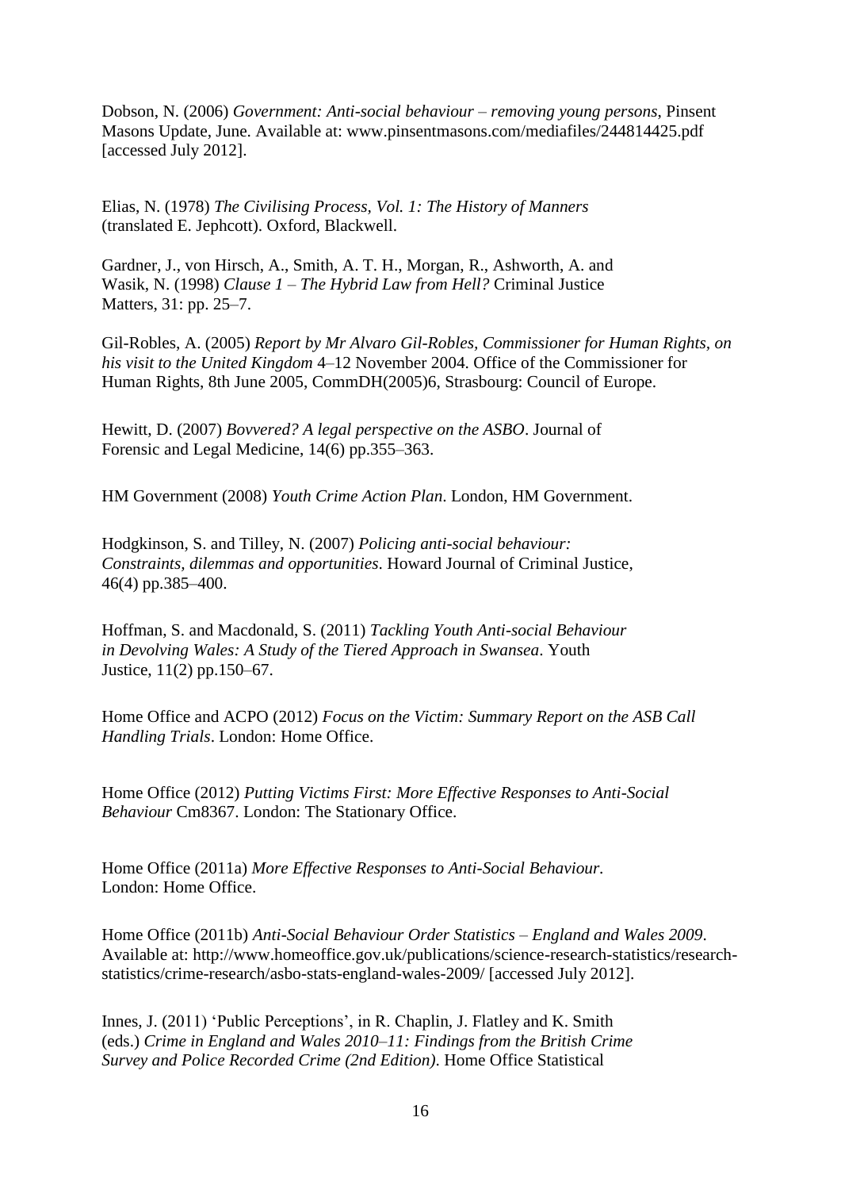Dobson, N. (2006) *Government: Anti-social behaviour – removing young persons*, Pinsent Masons Update, June. Available at: www.pinsentmasons.com/mediafiles/244814425.pdf [accessed July 2012].

Elias, N. (1978) *The Civilising Process, Vol. 1: The History of Manners* (translated E. Jephcott). Oxford, Blackwell.

Gardner, J., von Hirsch, A., Smith, A. T. H., Morgan, R., Ashworth, A. and Wasik, N. (1998) *Clause 1 – The Hybrid Law from Hell?* Criminal Justice Matters, 31: pp. 25–7.

Gil-Robles, A. (2005) *Report by Mr Alvaro Gil-Robles, Commissioner for Human Rights, on his visit to the United Kingdom* 4–12 November 2004. Office of the Commissioner for Human Rights, 8th June 2005, CommDH(2005)6, Strasbourg: Council of Europe.

Hewitt, D. (2007) *Bovvered? A legal perspective on the ASBO*. Journal of Forensic and Legal Medicine, 14(6) pp.355–363.

HM Government (2008) *Youth Crime Action Plan*. London, HM Government.

Hodgkinson, S. and Tilley, N. (2007) *Policing anti-social behaviour: Constraints, dilemmas and opportunities*. Howard Journal of Criminal Justice, 46(4) pp.385–400.

Hoffman, S. and Macdonald, S. (2011) *Tackling Youth Anti-social Behaviour in Devolving Wales: A Study of the Tiered Approach in Swansea*. Youth Justice, 11(2) pp.150–67.

Home Office and ACPO (2012) *Focus on the Victim: Summary Report on the ASB Call Handling Trials*. London: Home Office.

Home Office (2012) *Putting Victims First: More Effective Responses to Anti-Social Behaviour* Cm8367. London: The Stationary Office.

Home Office (2011a) *More Effective Responses to Anti-Social Behaviour.* London: Home Office.

Home Office (2011b) *Anti-Social Behaviour Order Statistics – England and Wales 2009*. Available at: http://www.homeoffice.gov.uk/publications/science-research-statistics/research-statistics/crime-research/asbo-stats-england-wales-2009/ [accessed July 2012].

Innes, J. (2011) 'Public Perceptions', in R. Chaplin, J. Flatley and K. Smith (eds.) *Crime in England and Wales 2010–11: Findings from the British Crime Survey and Police Recorded Crime (2nd Edition)*. Home Office Statistical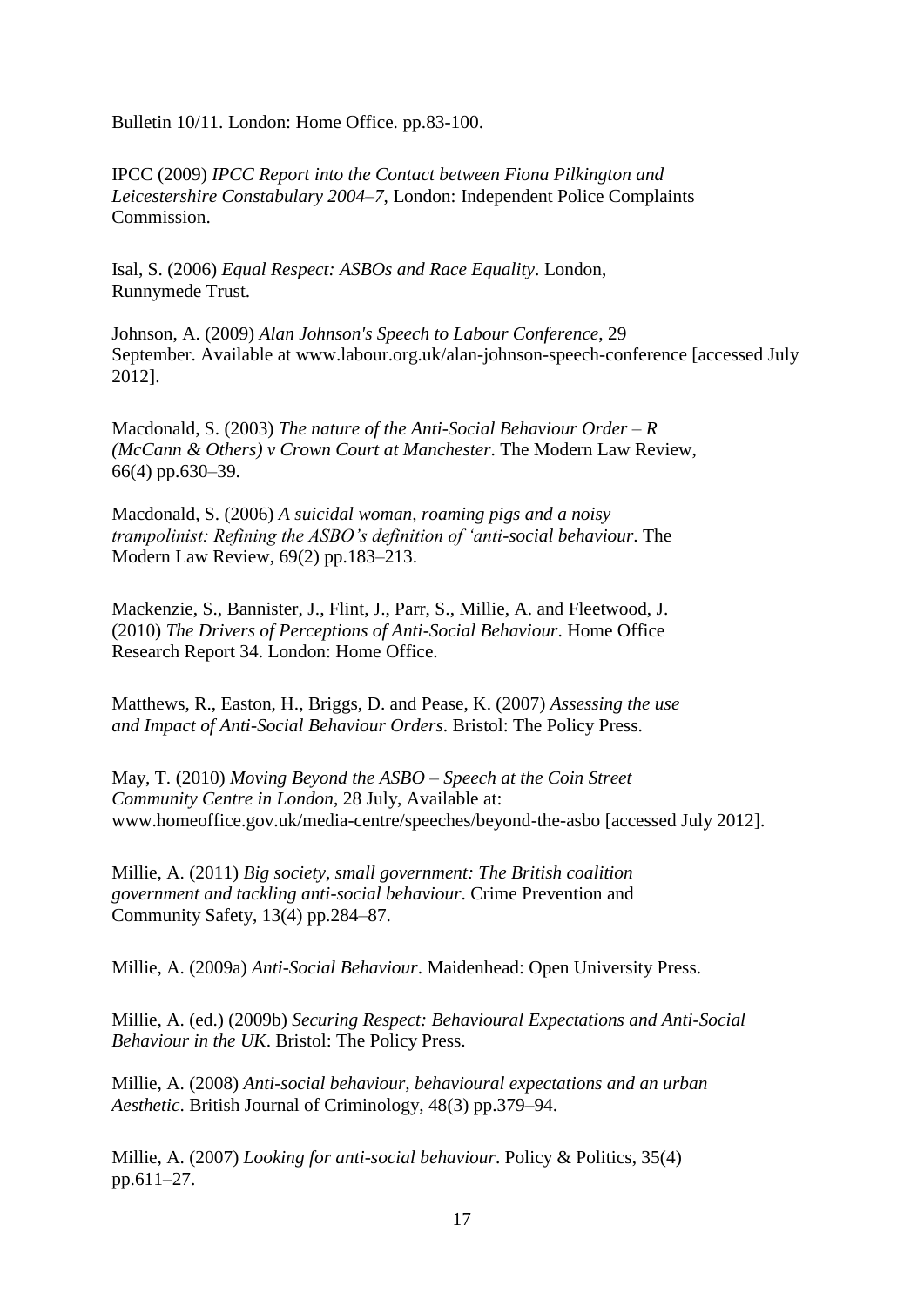Bulletin 10/11. London: Home Office. pp.83-100.

IPCC (2009) *IPCC Report into the Contact between Fiona Pilkington and Leicestershire Constabulary 2004–7*, London: Independent Police Complaints Commission.

Isal, S. (2006) *Equal Respect: ASBOs and Race Equality*. London, Runnymede Trust.

Johnson, A. (2009) *Alan Johnson's Speech to Labour Conference*, 29 September. Available at www.labour.org.uk/alan-johnson-speech-conference [accessed July 2012].

Macdonald, S. (2003) *The nature of the Anti-Social Behaviour Order – R (McCann & Others) v Crown Court at Manchester*. The Modern Law Review, 66(4) pp.630–39.

Macdonald, S. (2006) *A suicidal woman, roaming pigs and a noisy trampolinist: Refining the ASBO's definition of 'anti-social behaviour*. The Modern Law Review, 69(2) pp.183–213.

Mackenzie, S., Bannister, J., Flint, J., Parr, S., Millie, A. and Fleetwood, J. (2010) *The Drivers of Perceptions of Anti-Social Behaviour*. Home Office Research Report 34. London: Home Office.

Matthews, R., Easton, H., Briggs, D. and Pease, K. (2007) *Assessing the use and Impact of Anti-Social Behaviour Orders*. Bristol: The Policy Press.

May, T. (2010) *Moving Beyond the ASBO – Speech at the Coin Street Community Centre in London*, 28 July, Available at: www.homeoffice.gov.uk/media-centre/speeches/beyond-the-asbo [accessed July 2012].

Millie, A. (2011) *Big society, small government: The British coalition government and tackling anti-social behaviour*. Crime Prevention and Community Safety, 13(4) pp.284–87.

Millie, A. (2009a) *Anti-Social Behaviour*. Maidenhead: Open University Press.

Millie, A. (ed.) (2009b) *Securing Respect: Behavioural Expectations and Anti-Social Behaviour in the UK*. Bristol: The Policy Press.

Millie, A. (2008) *Anti-social behaviour, behavioural expectations and an urban Aesthetic*. British Journal of Criminology, 48(3) pp.379–94.

Millie, A. (2007) *Looking for anti-social behaviour*. Policy & Politics, 35(4) pp.611–27.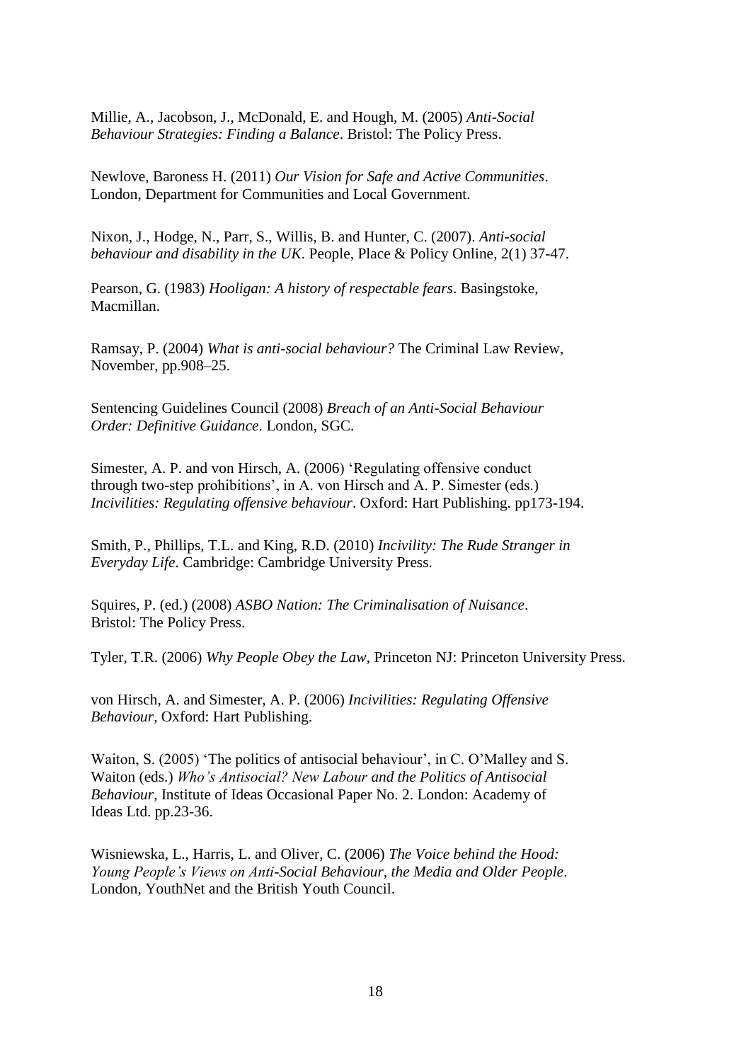Millie, A., Jacobson, J., McDonald, E. and Hough, M. (2005) *Anti-Social Behaviour Strategies: Finding a Balance*. Bristol: The Policy Press.

Newlove, Baroness H. (2011) *Our Vision for Safe and Active Communities*. London, Department for Communities and Local Government.

Nixon, J., Hodge, N., Parr, S., Willis, B. and Hunter, C. (2007). *Anti-social behaviour and disability in the UK*. People, Place & Policy Online, 2(1) 37-47.

Pearson, G. (1983) *Hooligan: A history of respectable fears*. Basingstoke, Macmillan.

Ramsay, P. (2004) *What is anti-social behaviour?* The Criminal Law Review, November, pp.908–25.

Sentencing Guidelines Council (2008) *Breach of an Anti-Social Behaviour Order: Definitive Guidance*. London, SGC.

Simester, A. P. and von Hirsch, A. (2006) 'Regulating offensive conduct through two-step prohibitions', in A. von Hirsch and A. P. Simester (eds.) *Incivilities: Regulating offensive behaviour*. Oxford: Hart Publishing. pp173-194.

Smith, P., Phillips, T.L. and King, R.D. (2010) *Incivility: The Rude Stranger in Everyday Life*. Cambridge: Cambridge University Press.

Squires, P. (ed.) (2008) *ASBO Nation: The Criminalisation of Nuisance*. Bristol: The Policy Press.

Tyler, T.R. (2006) *Why People Obey the Law*, Princeton NJ: Princeton University Press.

von Hirsch, A. and Simester, A. P. (2006) *Incivilities: Regulating Offensive Behaviour*, Oxford: Hart Publishing.

Waiton, S. (2005) 'The politics of antisocial behaviour', in C. O'Malley and S. Waiton (eds.) *Who's Antisocial? New Labour and the Politics of Antisocial Behaviour*, Institute of Ideas Occasional Paper No. 2. London: Academy of Ideas Ltd. pp.23-36.

Wisniewska, L., Harris, L. and Oliver, C. (2006) *The Voice behind the Hood: Young People's Views on Anti-Social Behaviour, the Media and Older People*. London, YouthNet and the British Youth Council.